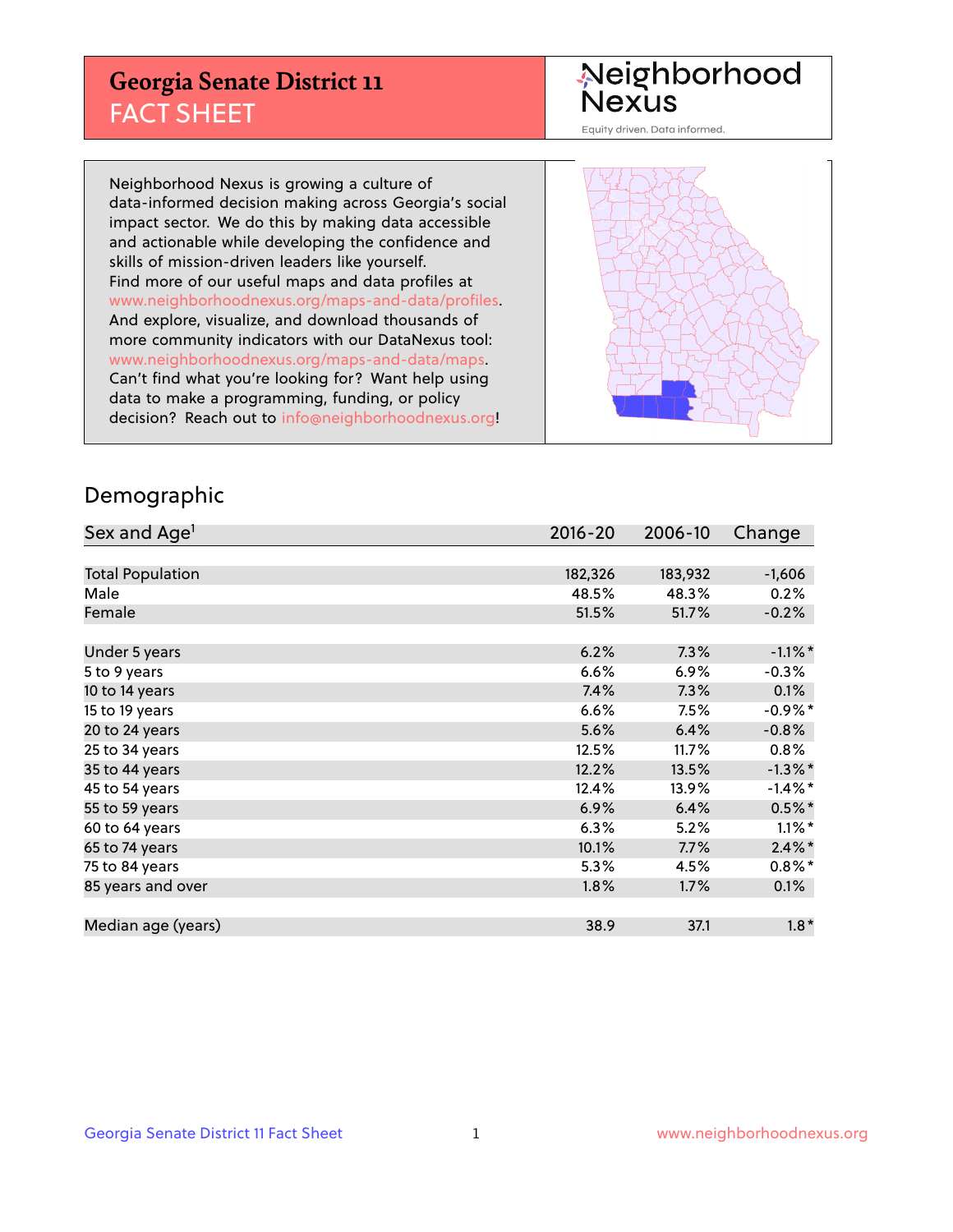# Georgia Senate District 11
## FACT SHEET

Neighborhood Nexus

Equity driven. Data informed.

Neighborhood Nexus is growing a culture of data-informed decision making across Georgia's social impact sector. We do this by making data accessible and actionable while developing the confidence and skills of mission-driven leaders like yourself. Find more of our useful maps and data profiles at www.neighborhoodnexus.org/maps-and-data/profiles. And explore, visualize, and download thousands of more community indicators with our DataNexus tool: www.neighborhoodnexus.org/maps-and-data/maps. Can't find what you're looking for? Want help using data to make a programming, funding, or policy decision? Reach out to info@neighborhoodnexus.org!

## Demographic

| Sex and Age[1] | 2016-20 | 2006-10 | Change |
|---|---|---|---|
| Total Population | 182,326 | 183,932 | -1,606 |
| Male | 48.5% | 48.3% | 0.2% |
| Female | 51.5% | 51.7% | -0.2% |
| | | | |
| Under 5 years | 6.2% | 7.3% | -1.1%* |
| 5 to 9 years | 6.6% | 6.9% | -0.3% |
| 10 to 14 years | 7.4% | 7.3% | 0.1% |
| 15 to 19 years | 6.6% | 7.5% | -0.9%* |
| 20 to 24 years | 5.6% | 6.4% | -0.8% |
| 25 to 34 years | 12.5% | 11.7% | 0.8% |
| 35 to 44 years | 12.2% | 13.5% | -1.3%* |
| 45 to 54 years | 12.4% | 13.9% | -1.4%* |
| 55 to 59 years | 6.9% | 6.4% | 0.5%* |
| 60 to 64 years | 6.3% | 5.2% | 1.1%* |
| 65 to 74 years | 10.1% | 7.7% | 2.4%* |
| 75 to 84 years | 5.3% | 4.5% | 0.8%* |
| 85 years and over | 1.8% | 1.7% | 0.1% |
| | | | |
| Median age (years) | 38.9 | 37.1 | 1.8* |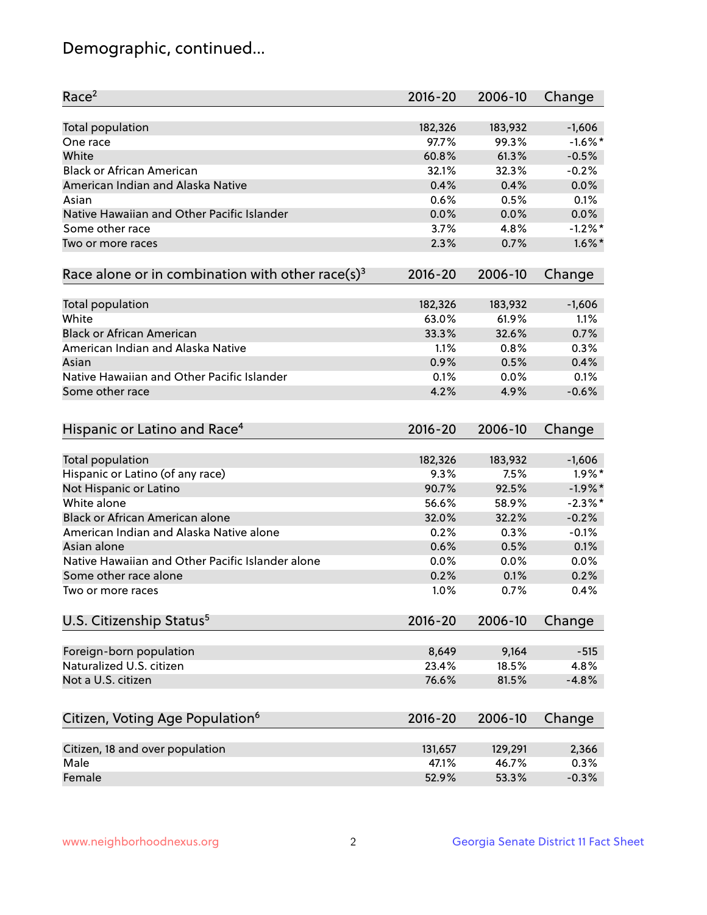# Demographic, continued...

| Race[2] | 2016-20 | 2006-10 | Change |
|---|---|---|---|
| Total population | 182,326 | 183,932 | -1,606 |
| One race | 97.7% | 99.3% | -1.6%* |
| White | 60.8% | 61.3% | -0.5% |
| Black or African American | 32.1% | 32.3% | -0.2% |
| American Indian and Alaska Native | 0.4% | 0.4% | 0.0% |
| Asian | 0.6% | 0.5% | 0.1% |
| Native Hawaiian and Other Pacific Islander | 0.0% | 0.0% | 0.0% |
| Some other race | 3.7% | 4.8% | -1.2%* |
| Two or more races | 2.3% | 0.7% | 1.6%* |

| Race alone or in combination with other race(s)[3] | 2016-20 | 2006-10 | Change |
|---|---|---|---|
| Total population | 182,326 | 183,932 | -1,606 |
| White | 63.0% | 61.9% | 1.1% |
| Black or African American | 33.3% | 32.6% | 0.7% |
| American Indian and Alaska Native | 1.1% | 0.8% | 0.3% |
| Asian | 0.9% | 0.5% | 0.4% |
| Native Hawaiian and Other Pacific Islander | 0.1% | 0.0% | 0.1% |
| Some other race | 4.2% | 4.9% | -0.6% |

| Hispanic or Latino and Race[4] | 2016-20 | 2006-10 | Change |
|---|---|---|---|
| Total population | 182,326 | 183,932 | -1,606 |
| Hispanic or Latino (of any race) | 9.3% | 7.5% | 1.9%* |
| Not Hispanic or Latino | 90.7% | 92.5% | -1.9%* |
| White alone | 56.6% | 58.9% | -2.3%* |
| Black or African American alone | 32.0% | 32.2% | -0.2% |
| American Indian and Alaska Native alone | 0.2% | 0.3% | -0.1% |
| Asian alone | 0.6% | 0.5% | 0.1% |
| Native Hawaiian and Other Pacific Islander alone | 0.0% | 0.0% | 0.0% |
| Some other race alone | 0.2% | 0.1% | 0.2% |
| Two or more races | 1.0% | 0.7% | 0.4% |

| U.S. Citizenship Status[5] | 2016-20 | 2006-10 | Change |
|---|---|---|---|
| Foreign-born population | 8,649 | 9,164 | -515 |
| Naturalized U.S. citizen | 23.4% | 18.5% | 4.8% |
| Not a U.S. citizen | 76.6% | 81.5% | -4.8% |

| Citizen, Voting Age Population[6] | 2016-20 | 2006-10 | Change |
|---|---|---|---|
| Citizen, 18 and over population | 131,657 | 129,291 | 2,366 |
| Male | 47.1% | 46.7% | 0.3% |
| Female | 52.9% | 53.3% | -0.3% |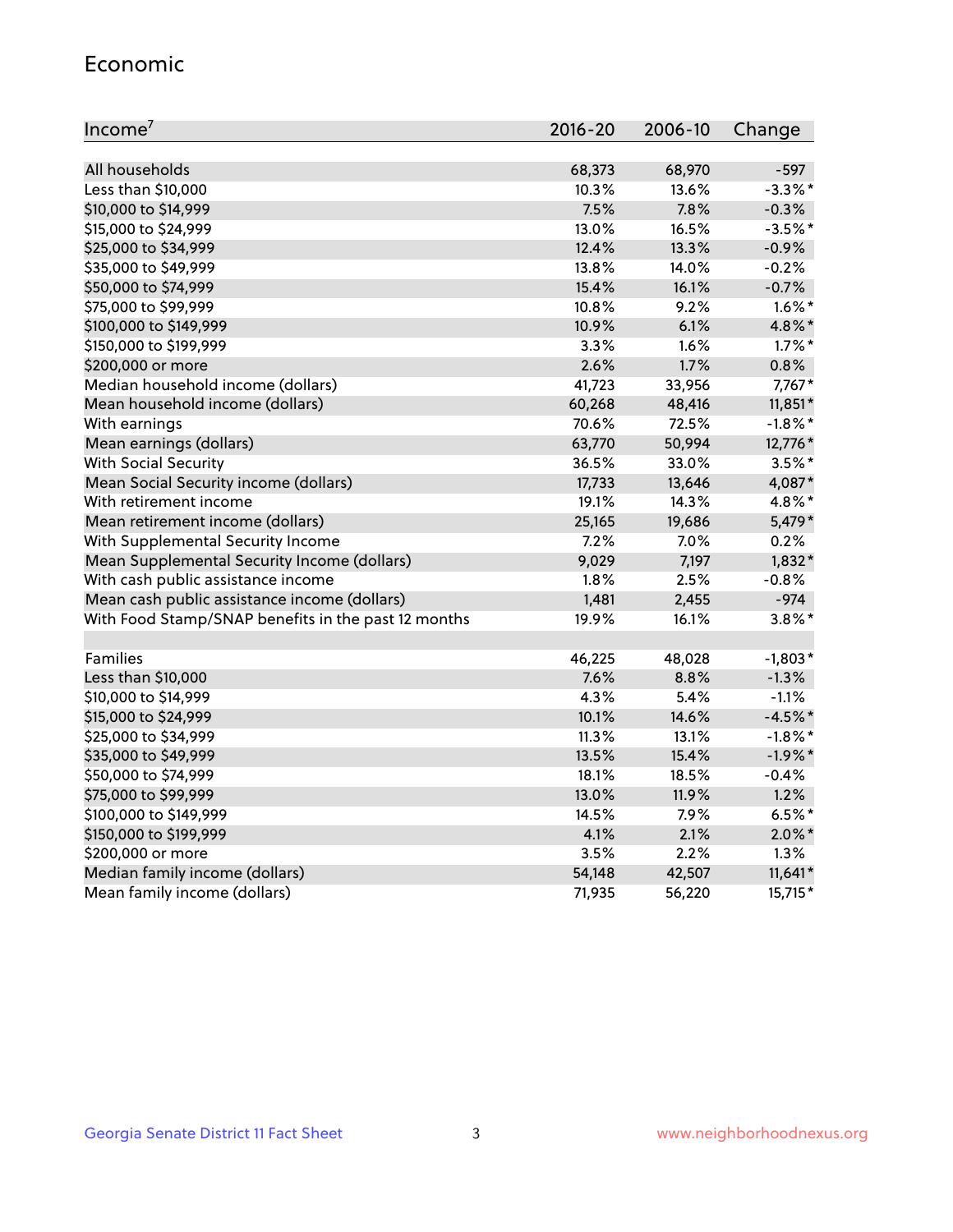## Economic

| Income[7] | 2016-20 | 2006-10 | Change |
|---|---|---|---|
| All households | 68,373 | 68,970 | -597 |
| Less than $10,000 | 10.3% | 13.6% | -3.3%* |
| $10,000 to $14,999 | 7.5% | 7.8% | -0.3% |
| $15,000 to $24,999 | 13.0% | 16.5% | -3.5%* |
| $25,000 to $34,999 | 12.4% | 13.3% | -0.9% |
| $35,000 to $49,999 | 13.8% | 14.0% | -0.2% |
| $50,000 to $74,999 | 15.4% | 16.1% | -0.7% |
| $75,000 to $99,999 | 10.8% | 9.2% | 1.6%* |
| $100,000 to $149,999 | 10.9% | 6.1% | 4.8%* |
| $150,000 to $199,999 | 3.3% | 1.6% | 1.7%* |
| $200,000 or more | 2.6% | 1.7% | 0.8% |
| Median household income (dollars) | 41,723 | 33,956 | 7,767* |
| Mean household income (dollars) | 60,268 | 48,416 | 11,851* |
| With earnings | 70.6% | 72.5% | -1.8%* |
| Mean earnings (dollars) | 63,770 | 50,994 | 12,776* |
| With Social Security | 36.5% | 33.0% | 3.5%* |
| Mean Social Security income (dollars) | 17,733 | 13,646 | 4,087* |
| With retirement income | 19.1% | 14.3% | 4.8%* |
| Mean retirement income (dollars) | 25,165 | 19,686 | 5,479* |
| With Supplemental Security Income | 7.2% | 7.0% | 0.2% |
| Mean Supplemental Security Income (dollars) | 9,029 | 7,197 | 1,832* |
| With cash public assistance income | 1.8% | 2.5% | -0.8% |
| Mean cash public assistance income (dollars) | 1,481 | 2,455 | -974 |
| With Food Stamp/SNAP benefits in the past 12 months | 19.9% | 16.1% | 3.8%* |
| | | | |
| Families | 46,225 | 48,028 | -1,803* |
| Less than $10,000 | 7.6% | 8.8% | -1.3% |
| $10,000 to $14,999 | 4.3% | 5.4% | -1.1% |
| $15,000 to $24,999 | 10.1% | 14.6% | -4.5%* |
| $25,000 to $34,999 | 11.3% | 13.1% | -1.8%* |
| $35,000 to $49,999 | 13.5% | 15.4% | -1.9%* |
| $50,000 to $74,999 | 18.1% | 18.5% | -0.4% |
| $75,000 to $99,999 | 13.0% | 11.9% | 1.2% |
| $100,000 to $149,999 | 14.5% | 7.9% | 6.5%* |
| $150,000 to $199,999 | 4.1% | 2.1% | 2.0%* |
| $200,000 or more | 3.5% | 2.2% | 1.3% |
| Median family income (dollars) | 54,148 | 42,507 | 11,641* |
| Mean family income (dollars) | 71,935 | 56,220 | 15,715* |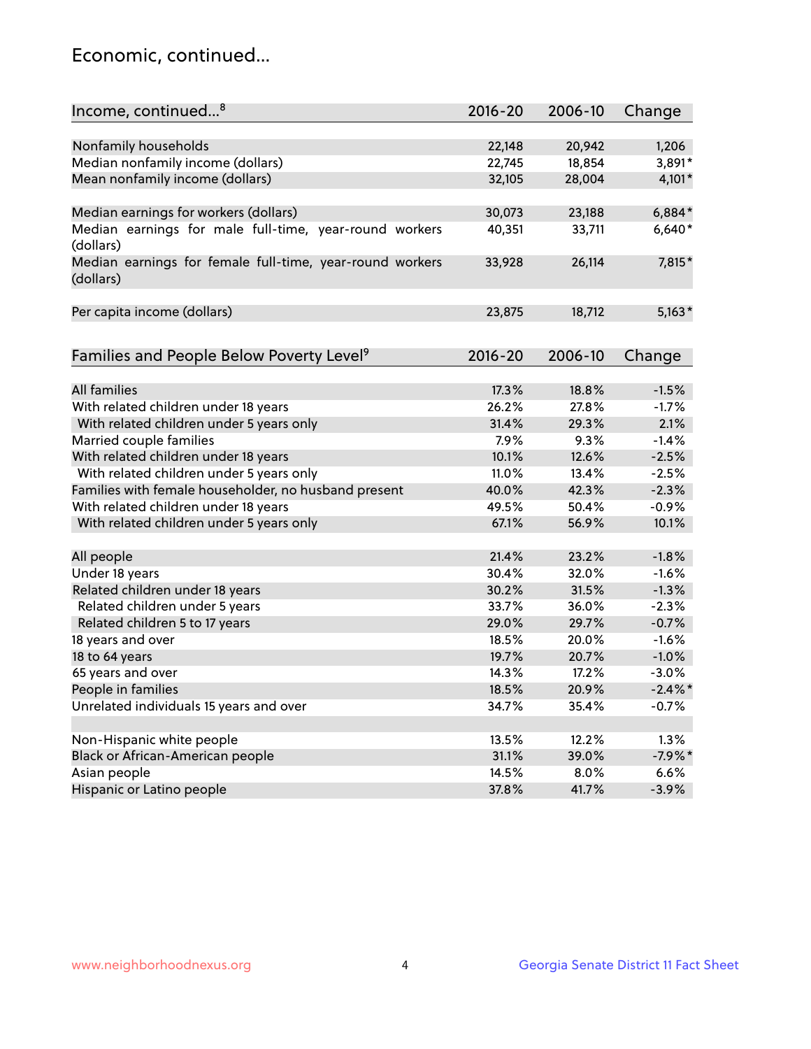## Economic, continued...

| Income, continued...[8] | 2016-20 | 2006-10 | Change |
|---|---|---|---|
| Nonfamily households | 22,148 | 20,942 | 1,206 |
| Median nonfamily income (dollars) | 22,745 | 18,854 | 3,891* |
| Mean nonfamily income (dollars) | 32,105 | 28,004 | 4,101* |
| Median earnings for workers (dollars) | 30,073 | 23,188 | 6,884* |
| Median earnings for male full-time, year-round workers (dollars) | 40,351 | 33,711 | 6,640* |
| Median earnings for female full-time, year-round workers (dollars) | 33,928 | 26,114 | 7,815* |
| Per capita income (dollars) | 23,875 | 18,712 | 5,163* |

| Families and People Below Poverty Level[9] | 2016-20 | 2006-10 | Change |
|---|---|---|---|
| All families | 17.3% | 18.8% | -1.5% |
| With related children under 18 years | 26.2% | 27.8% | -1.7% |
| With related children under 5 years only | 31.4% | 29.3% | 2.1% |
| Married couple families | 7.9% | 9.3% | -1.4% |
| With related children under 18 years | 10.1% | 12.6% | -2.5% |
| With related children under 5 years only | 11.0% | 13.4% | -2.5% |
| Families with female householder, no husband present | 40.0% | 42.3% | -2.3% |
| With related children under 18 years | 49.5% | 50.4% | -0.9% |
| With related children under 5 years only | 67.1% | 56.9% | 10.1% |
| All people | 21.4% | 23.2% | -1.8% |
| Under 18 years | 30.4% | 32.0% | -1.6% |
| Related children under 18 years | 30.2% | 31.5% | -1.3% |
| Related children under 5 years | 33.7% | 36.0% | -2.3% |
| Related children 5 to 17 years | 29.0% | 29.7% | -0.7% |
| 18 years and over | 18.5% | 20.0% | -1.6% |
| 18 to 64 years | 19.7% | 20.7% | -1.0% |
| 65 years and over | 14.3% | 17.2% | -3.0% |
| People in families | 18.5% | 20.9% | -2.4%* |
| Unrelated individuals 15 years and over | 34.7% | 35.4% | -0.7% |
| Non-Hispanic white people | 13.5% | 12.2% | 1.3% |
| Black or African-American people | 31.1% | 39.0% | -7.9%* |
| Asian people | 14.5% | 8.0% | 6.6% |
| Hispanic or Latino people | 37.8% | 41.7% | -3.9% |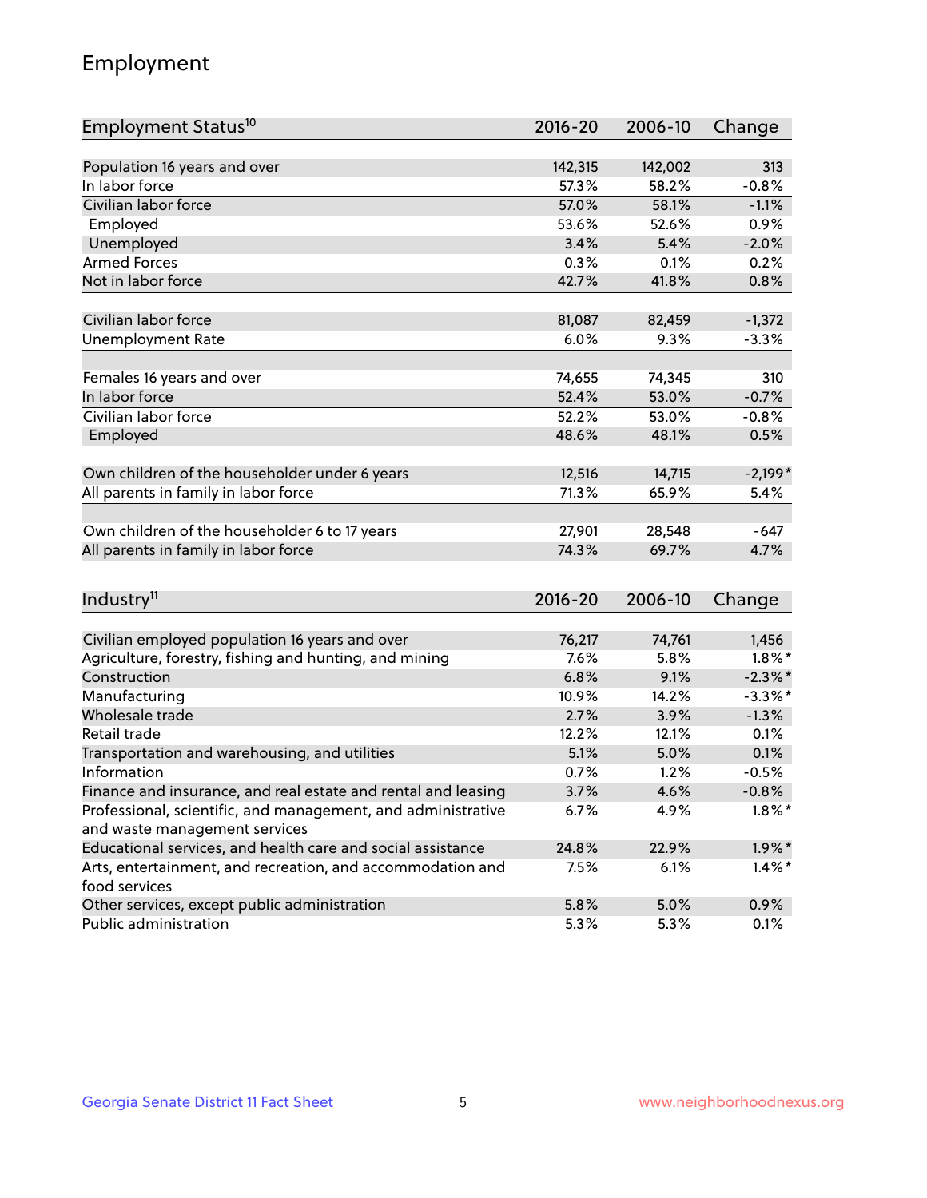# Employment

| Employment Status[10] | 2016-20 | 2006-10 | Change |
|---|---|---|---|
| Population 16 years and over | 142,315 | 142,002 | 313 |
| In labor force | 57.3% | 58.2% | -0.8% |
| Civilian labor force | 57.0% | 58.1% | -1.1% |
| Employed | 53.6% | 52.6% | 0.9% |
| Unemployed | 3.4% | 5.4% | -2.0% |
| Armed Forces | 0.3% | 0.1% | 0.2% |
| Not in labor force | 42.7% | 41.8% | 0.8% |
| | | | |
| Civilian labor force | 81,087 | 82,459 | -1,372 |
| Unemployment Rate | 6.0% | 9.3% | -3.3% |
| | | | |
| Females 16 years and over | 74,655 | 74,345 | 310 |
| In labor force | 52.4% | 53.0% | -0.7% |
| Civilian labor force | 52.2% | 53.0% | -0.8% |
| Employed | 48.6% | 48.1% | 0.5% |
| | | | |
| Own children of the householder under 6 years | 12,516 | 14,715 | -2,199* |
| All parents in family in labor force | 71.3% | 65.9% | 5.4% |
| | | | |
| Own children of the householder 6 to 17 years | 27,901 | 28,548 | -647 |
| All parents in family in labor force | 74.3% | 69.7% | 4.7% |

| Industry[11] | 2016-20 | 2006-10 | Change |
|---|---|---|---|
| Civilian employed population 16 years and over | 76,217 | 74,761 | 1,456 |
| Agriculture, forestry, fishing and hunting, and mining | 7.6% | 5.8% | 1.8%* |
| Construction | 6.8% | 9.1% | -2.3%* |
| Manufacturing | 10.9% | 14.2% | -3.3%* |
| Wholesale trade | 2.7% | 3.9% | -1.3% |
| Retail trade | 12.2% | 12.1% | 0.1% |
| Transportation and warehousing, and utilities | 5.1% | 5.0% | 0.1% |
| Information | 0.7% | 1.2% | -0.5% |
| Finance and insurance, and real estate and rental and leasing | 3.7% | 4.6% | -0.8% |
| Professional, scientific, and management, and administrative and waste management services | 6.7% | 4.9% | 1.8%* |
| Educational services, and health care and social assistance | 24.8% | 22.9% | 1.9%* |
| Arts, entertainment, and recreation, and accommodation and food services | 7.5% | 6.1% | 1.4%* |
| Other services, except public administration | 5.8% | 5.0% | 0.9% |
| Public administration | 5.3% | 5.3% | 0.1% |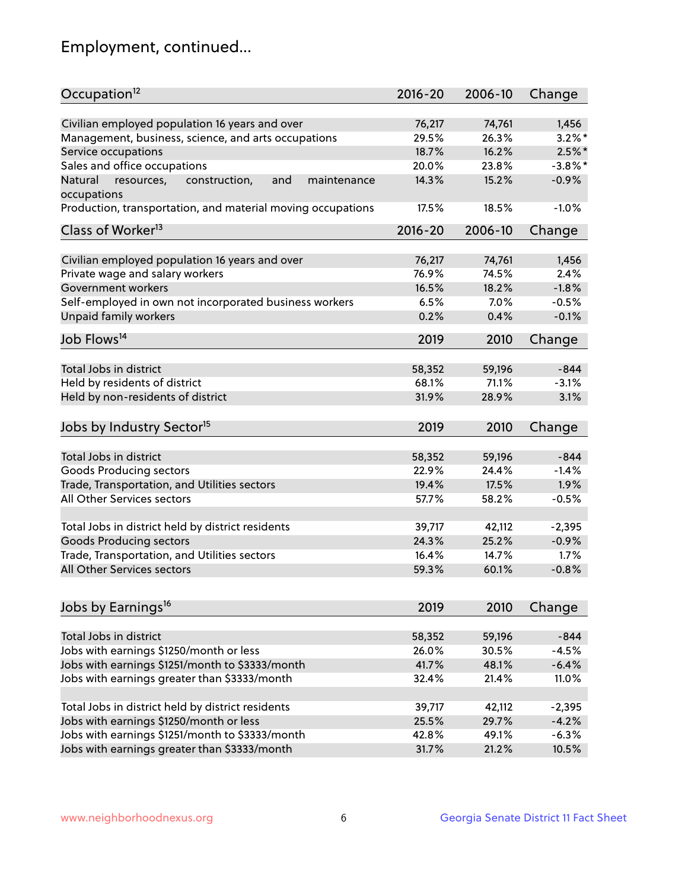# Employment, continued...

| Occupation[12] | 2016-20 | 2006-10 | Change |
|---|---|---|---|
| Civilian employed population 16 years and over | 76,217 | 74,761 | 1,456 |
| Management, business, science, and arts occupations | 29.5% | 26.3% | 3.2%* |
| Service occupations | 18.7% | 16.2% | 2.5%* |
| Sales and office occupations | 20.0% | 23.8% | -3.8%* |
| Natural resources, construction, and maintenance occupations | 14.3% | 15.2% | -0.9% |
| Production, transportation, and material moving occupations | 17.5% | 18.5% | -1.0% |

| Class of Worker[13] | 2016-20 | 2006-10 | Change |
|---|---|---|---|
| Civilian employed population 16 years and over | 76,217 | 74,761 | 1,456 |
| Private wage and salary workers | 76.9% | 74.5% | 2.4% |
| Government workers | 16.5% | 18.2% | -1.8% |
| Self-employed in own not incorporated business workers | 6.5% | 7.0% | -0.5% |
| Unpaid family workers | 0.2% | 0.4% | -0.1% |

| Job Flows[14] | 2019 | 2010 | Change |
|---|---|---|---|
| Total Jobs in district | 58,352 | 59,196 | -844 |
| Held by residents of district | 68.1% | 71.1% | -3.1% |
| Held by non-residents of district | 31.9% | 28.9% | 3.1% |

| Jobs by Industry Sector[15] | 2019 | 2010 | Change |
|---|---|---|---|
| Total Jobs in district | 58,352 | 59,196 | -844 |
| Goods Producing sectors | 22.9% | 24.4% | -1.4% |
| Trade, Transportation, and Utilities sectors | 19.4% | 17.5% | 1.9% |
| All Other Services sectors | 57.7% | 58.2% | -0.5% |
| | | | |
| Total Jobs in district held by district residents | 39,717 | 42,112 | -2,395 |
| Goods Producing sectors | 24.3% | 25.2% | -0.9% |
| Trade, Transportation, and Utilities sectors | 16.4% | 14.7% | 1.7% |
| All Other Services sectors | 59.3% | 60.1% | -0.8% |

| Jobs by Earnings[16] | 2019 | 2010 | Change |
|---|---|---|---|
| Total Jobs in district | 58,352 | 59,196 | -844 |
| Jobs with earnings $1250/month or less | 26.0% | 30.5% | -4.5% |
| Jobs with earnings $1251/month to $3333/month | 41.7% | 48.1% | -6.4% |
| Jobs with earnings greater than $3333/month | 32.4% | 21.4% | 11.0% |
| | | | |
| Total Jobs in district held by district residents | 39,717 | 42,112 | -2,395 |
| Jobs with earnings $1250/month or less | 25.5% | 29.7% | -4.2% |
| Jobs with earnings $1251/month to $3333/month | 42.8% | 49.1% | -6.3% |
| Jobs with earnings greater than $3333/month | 31.7% | 21.2% | 10.5% |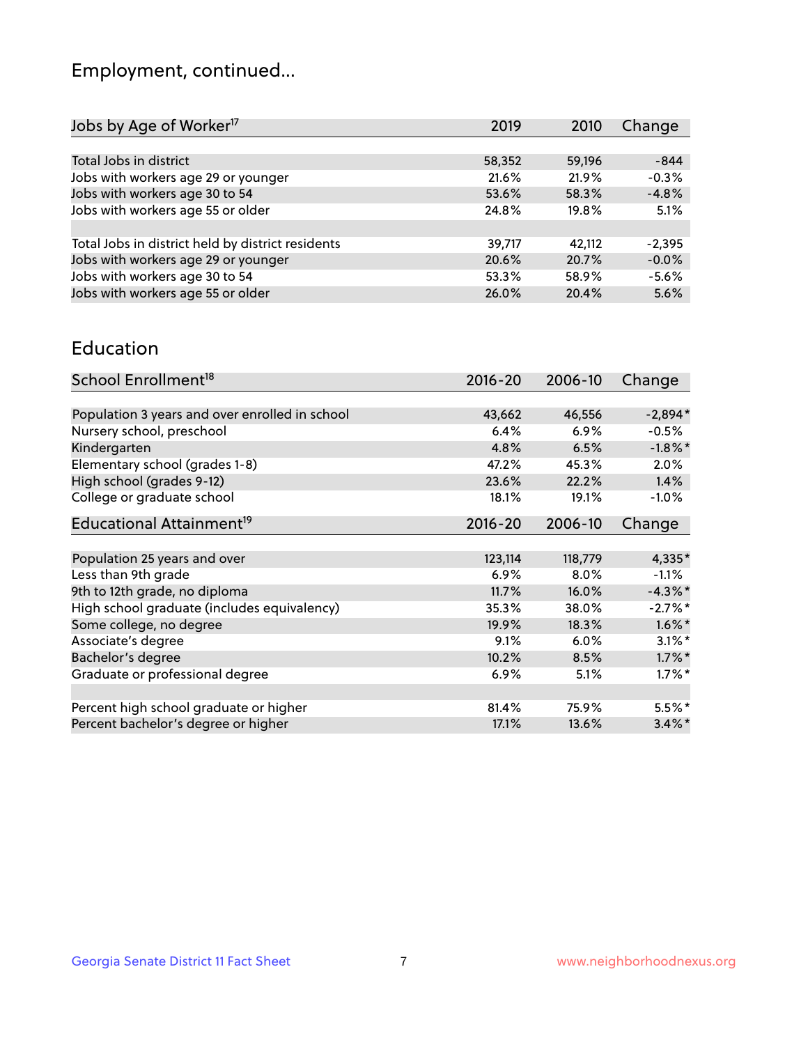## Employment, continued...

| Jobs by Age of Worker[17] | 2019 | 2010 | Change |
|---|---|---|---|
| Total Jobs in district | 58,352 | 59,196 | -844 |
| Jobs with workers age 29 or younger | 21.6% | 21.9% | -0.3% |
| Jobs with workers age 30 to 54 | 53.6% | 58.3% | -4.8% |
| Jobs with workers age 55 or older | 24.8% | 19.8% | 5.1% |
| | | | |
| Total Jobs in district held by district residents | 39,717 | 42,112 | -2,395 |
| Jobs with workers age 29 or younger | 20.6% | 20.7% | -0.0% |
| Jobs with workers age 30 to 54 | 53.3% | 58.9% | -5.6% |
| Jobs with workers age 55 or older | 26.0% | 20.4% | 5.6% |

## Education

| School Enrollment[18] | 2016-20 | 2006-10 | Change |
|---|---|---|---|
| Population 3 years and over enrolled in school | 43,662 | 46,556 | -2,894* |
| Nursery school, preschool | 6.4% | 6.9% | -0.5% |
| Kindergarten | 4.8% | 6.5% | -1.8%* |
| Elementary school (grades 1-8) | 47.2% | 45.3% | 2.0% |
| High school (grades 9-12) | 23.6% | 22.2% | 1.4% |
| College or graduate school | 18.1% | 19.1% | -1.0% |

| Educational Attainment[19] | 2016-20 | 2006-10 | Change |
|---|---|---|---|
| Population 25 years and over | 123,114 | 118,779 | 4,335* |
| Less than 9th grade | 6.9% | 8.0% | -1.1% |
| 9th to 12th grade, no diploma | 11.7% | 16.0% | -4.3%* |
| High school graduate (includes equivalency) | 35.3% | 38.0% | -2.7%* |
| Some college, no degree | 19.9% | 18.3% | 1.6%* |
| Associate's degree | 9.1% | 6.0% | 3.1%* |
| Bachelor's degree | 10.2% | 8.5% | 1.7%* |
| Graduate or professional degree | 6.9% | 5.1% | 1.7%* |
| | | | |
| Percent high school graduate or higher | 81.4% | 75.9% | 5.5%* |
| Percent bachelor's degree or higher | 17.1% | 13.6% | 3.4%* |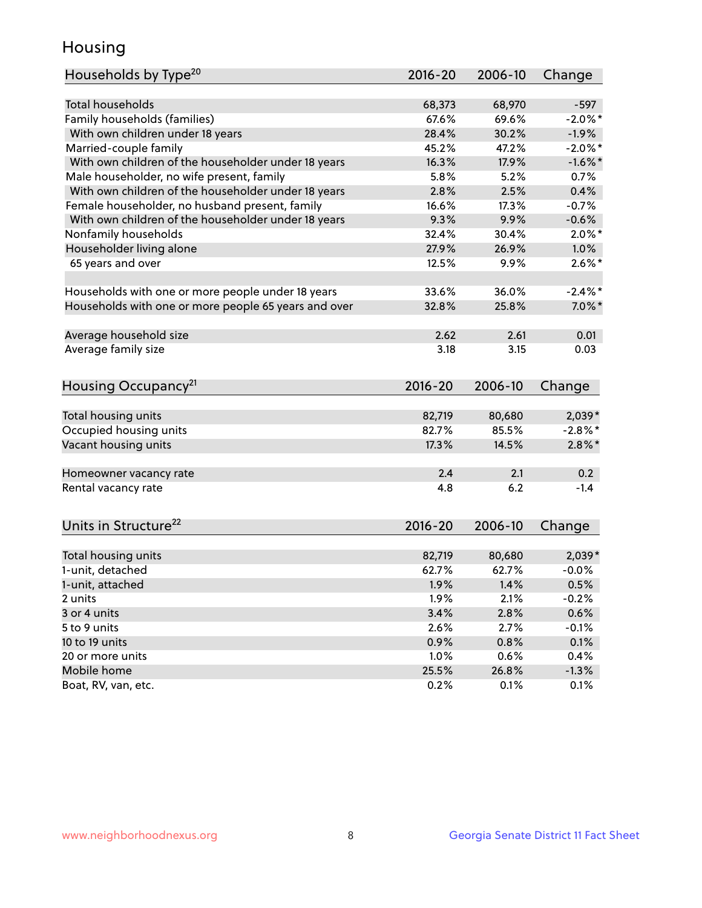# Housing

| Households by Type[20] | 2016-20 | 2006-10 | Change |
|---|---|---|---|
| Total households | 68,373 | 68,970 | -597 |
| Family households (families) | 67.6% | 69.6% | -2.0%* |
| With own children under 18 years | 28.4% | 30.2% | -1.9% |
| Married-couple family | 45.2% | 47.2% | -2.0%* |
| With own children of the householder under 18 years | 16.3% | 17.9% | -1.6%* |
| Male householder, no wife present, family | 5.8% | 5.2% | 0.7% |
| With own children of the householder under 18 years | 2.8% | 2.5% | 0.4% |
| Female householder, no husband present, family | 16.6% | 17.3% | -0.7% |
| With own children of the householder under 18 years | 9.3% | 9.9% | -0.6% |
| Nonfamily households | 32.4% | 30.4% | 2.0%* |
| Householder living alone | 27.9% | 26.9% | 1.0% |
| 65 years and over | 12.5% | 9.9% | 2.6%* |
| | | | |
| Households with one or more people under 18 years | 33.6% | 36.0% | -2.4%* |
| Households with one or more people 65 years and over | 32.8% | 25.8% | 7.0%* |
| | | | |
| Average household size | 2.62 | 2.61 | 0.01 |
| Average family size | 3.18 | 3.15 | 0.03 |

| Housing Occupancy[21] | 2016-20 | 2006-10 | Change |
|---|---|---|---|
| Total housing units | 82,719 | 80,680 | 2,039* |
| Occupied housing units | 82.7% | 85.5% | -2.8%* |
| Vacant housing units | 17.3% | 14.5% | 2.8%* |
| | | | |
| Homeowner vacancy rate | 2.4 | 2.1 | 0.2 |
| Rental vacancy rate | 4.8 | 6.2 | -1.4 |

| Units in Structure[22] | 2016-20 | 2006-10 | Change |
|---|---|---|---|
| Total housing units | 82,719 | 80,680 | 2,039* |
| 1-unit, detached | 62.7% | 62.7% | -0.0% |
| 1-unit, attached | 1.9% | 1.4% | 0.5% |
| 2 units | 1.9% | 2.1% | -0.2% |
| 3 or 4 units | 3.4% | 2.8% | 0.6% |
| 5 to 9 units | 2.6% | 2.7% | -0.1% |
| 10 to 19 units | 0.9% | 0.8% | 0.1% |
| 20 or more units | 1.0% | 0.6% | 0.4% |
| Mobile home | 25.5% | 26.8% | -1.3% |
| Boat, RV, van, etc. | 0.2% | 0.1% | 0.1% |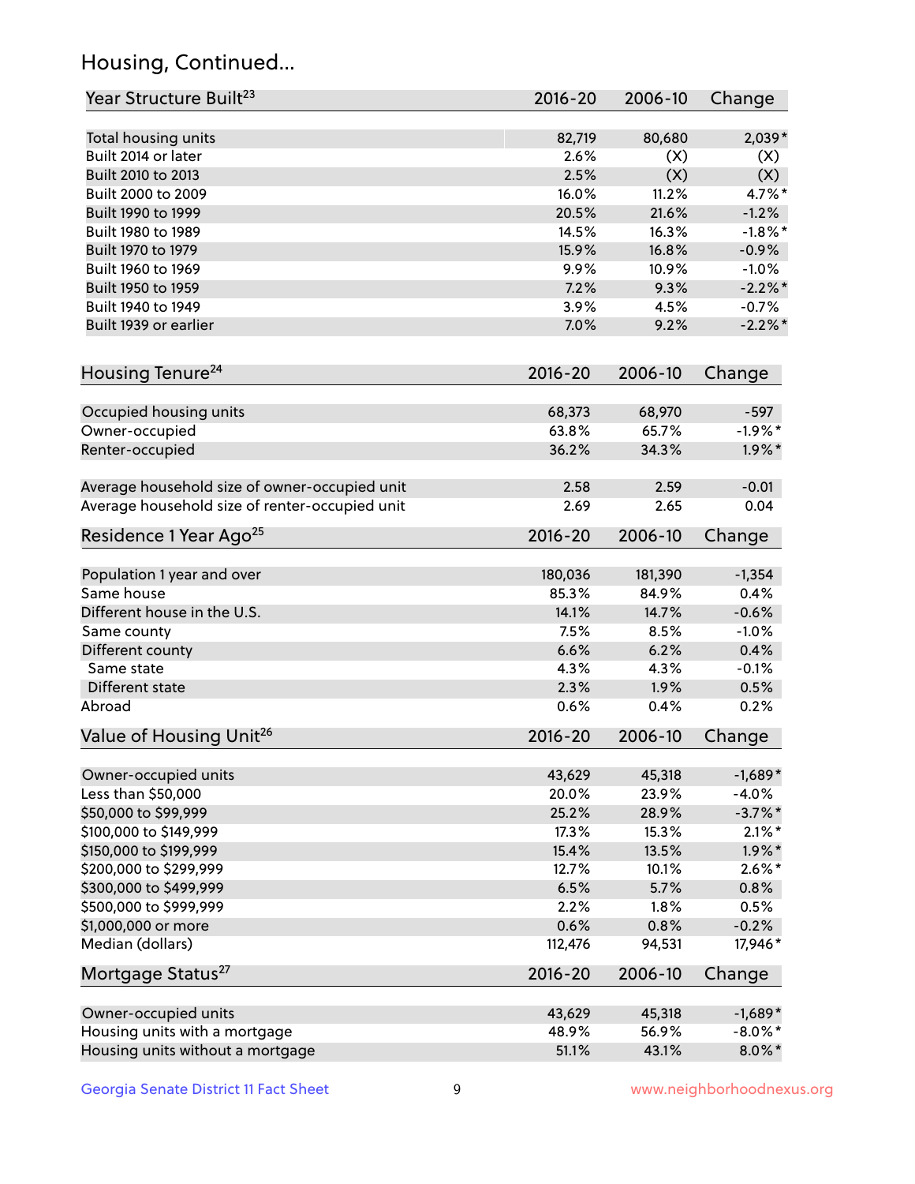## Housing, Continued...

| Year Structure Built[23] | 2016-20 | 2006-10 | Change |
|---|---|---|---|
| Total housing units | 82,719 | 80,680 | 2,039* |
| Built 2014 or later | 2.6% | (X) | (X) |
| Built 2010 to 2013 | 2.5% | (X) | (X) |
| Built 2000 to 2009 | 16.0% | 11.2% | 4.7%* |
| Built 1990 to 1999 | 20.5% | 21.6% | -1.2% |
| Built 1980 to 1989 | 14.5% | 16.3% | -1.8%* |
| Built 1970 to 1979 | 15.9% | 16.8% | -0.9% |
| Built 1960 to 1969 | 9.9% | 10.9% | -1.0% |
| Built 1950 to 1959 | 7.2% | 9.3% | -2.2%* |
| Built 1940 to 1949 | 3.9% | 4.5% | -0.7% |
| Built 1939 or earlier | 7.0% | 9.2% | -2.2%* |

| Housing Tenure[24] | 2016-20 | 2006-10 | Change |
|---|---|---|---|
| Occupied housing units | 68,373 | 68,970 | -597 |
| Owner-occupied | 63.8% | 65.7% | -1.9%* |
| Renter-occupied | 36.2% | 34.3% | 1.9%* |
| Average household size of owner-occupied unit | 2.58 | 2.59 | -0.01 |
| Average household size of renter-occupied unit | 2.69 | 2.65 | 0.04 |

| Residence 1 Year Ago[25] | 2016-20 | 2006-10 | Change |
|---|---|---|---|
| Population 1 year and over | 180,036 | 181,390 | -1,354 |
| Same house | 85.3% | 84.9% | 0.4% |
| Different house in the U.S. | 14.1% | 14.7% | -0.6% |
| Same county | 7.5% | 8.5% | -1.0% |
| Different county | 6.6% | 6.2% | 0.4% |
| Same state | 4.3% | 4.3% | -0.1% |
| Different state | 2.3% | 1.9% | 0.5% |
| Abroad | 0.6% | 0.4% | 0.2% |

| Value of Housing Unit[26] | 2016-20 | 2006-10 | Change |
|---|---|---|---|
| Owner-occupied units | 43,629 | 45,318 | -1,689* |
| Less than $50,000 | 20.0% | 23.9% | -4.0% |
| $50,000 to $99,999 | 25.2% | 28.9% | -3.7%* |
| $100,000 to $149,999 | 17.3% | 15.3% | 2.1%* |
| $150,000 to $199,999 | 15.4% | 13.5% | 1.9%* |
| $200,000 to $299,999 | 12.7% | 10.1% | 2.6%* |
| $300,000 to $499,999 | 6.5% | 5.7% | 0.8% |
| $500,000 to $999,999 | 2.2% | 1.8% | 0.5% |
| $1,000,000 or more | 0.6% | 0.8% | -0.2% |
| Median (dollars) | 112,476 | 94,531 | 17,946* |

| Mortgage Status[27] | 2016-20 | 2006-10 | Change |
|---|---|---|---|
| Owner-occupied units | 43,629 | 45,318 | -1,689* |
| Housing units with a mortgage | 48.9% | 56.9% | -8.0%* |
| Housing units without a mortgage | 51.1% | 43.1% | 8.0%* |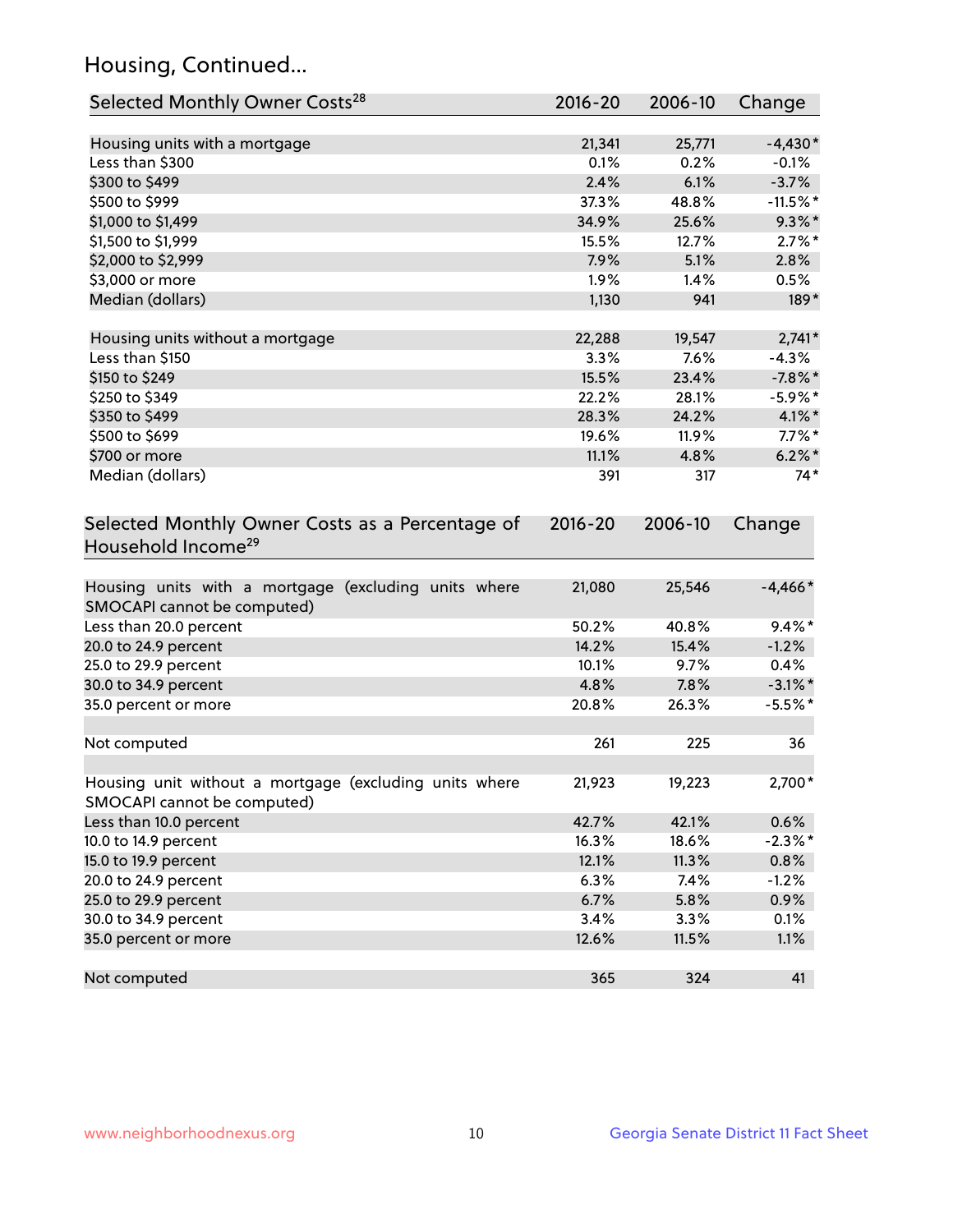## Housing, Continued...

| Selected Monthly Owner Costs[28] | 2016-20 | 2006-10 | Change |
|---|---|---|---|
| Housing units with a mortgage | 21,341 | 25,771 | -4,430* |
| Less than $300 | 0.1% | 0.2% | -0.1% |
| $300 to $499 | 2.4% | 6.1% | -3.7% |
| $500 to $999 | 37.3% | 48.8% | -11.5%* |
| $1,000 to $1,499 | 34.9% | 25.6% | 9.3%* |
| $1,500 to $1,999 | 15.5% | 12.7% | 2.7%* |
| $2,000 to $2,999 | 7.9% | 5.1% | 2.8% |
| $3,000 or more | 1.9% | 1.4% | 0.5% |
| Median (dollars) | 1,130 | 941 | 189* |
| | | | |
| Housing units without a mortgage | 22,288 | 19,547 | 2,741* |
| Less than $150 | 3.3% | 7.6% | -4.3% |
| $150 to $249 | 15.5% | 23.4% | -7.8%* |
| $250 to $349 | 22.2% | 28.1% | -5.9%* |
| $350 to $499 | 28.3% | 24.2% | 4.1%* |
| $500 to $699 | 19.6% | 11.9% | 7.7%* |
| $700 or more | 11.1% | 4.8% | 6.2%* |
| Median (dollars) | 391 | 317 | 74* |

| Selected Monthly Owner Costs as a Percentage of Household Income[29] | 2016-20 | 2006-10 | Change |
|---|---|---|---|
| Housing units with a mortgage (excluding units where SMOCAPI cannot be computed) | 21,080 | 25,546 | -4,466* |
| Less than 20.0 percent | 50.2% | 40.8% | 9.4%* |
| 20.0 to 24.9 percent | 14.2% | 15.4% | -1.2% |
| 25.0 to 29.9 percent | 10.1% | 9.7% | 0.4% |
| 30.0 to 34.9 percent | 4.8% | 7.8% | -3.1%* |
| 35.0 percent or more | 20.8% | 26.3% | -5.5%* |
| | | | |
| Not computed | 261 | 225 | 36 |
| | | | |
| Housing unit without a mortgage (excluding units where SMOCAPI cannot be computed) | 21,923 | 19,223 | 2,700* |
| Less than 10.0 percent | 42.7% | 42.1% | 0.6% |
| 10.0 to 14.9 percent | 16.3% | 18.6% | -2.3%* |
| 15.0 to 19.9 percent | 12.1% | 11.3% | 0.8% |
| 20.0 to 24.9 percent | 6.3% | 7.4% | -1.2% |
| 25.0 to 29.9 percent | 6.7% | 5.8% | 0.9% |
| 30.0 to 34.9 percent | 3.4% | 3.3% | 0.1% |
| 35.0 percent or more | 12.6% | 11.5% | 1.1% |
| | | | |
| Not computed | 365 | 324 | 41 |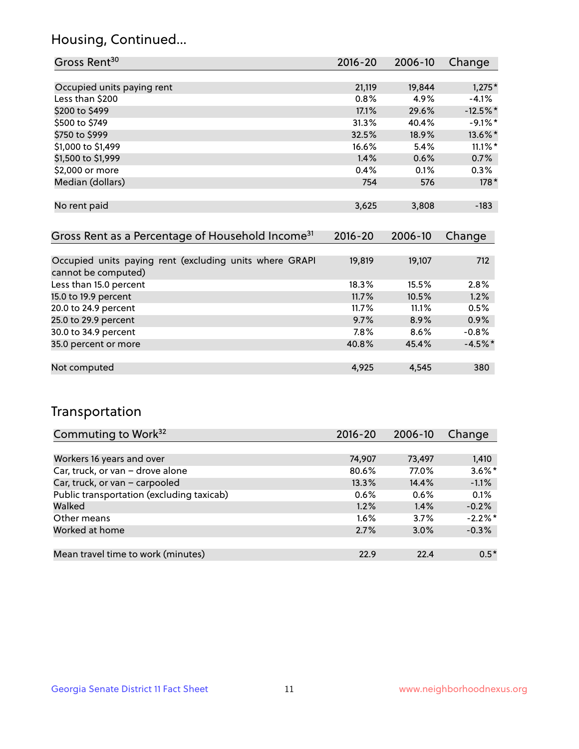## Housing, Continued...

| Gross Rent[30] | 2016-20 | 2006-10 | Change |
|---|---|---|---|
| Occupied units paying rent | 21,119 | 19,844 | 1,275* |
| Less than $200 | 0.8% | 4.9% | -4.1% |
| $200 to $499 | 17.1% | 29.6% | -12.5%* |
| $500 to $749 | 31.3% | 40.4% | -9.1%* |
| $750 to $999 | 32.5% | 18.9% | 13.6%* |
| $1,000 to $1,499 | 16.6% | 5.4% | 11.1%* |
| $1,500 to $1,999 | 1.4% | 0.6% | 0.7% |
| $2,000 or more | 0.4% | 0.1% | 0.3% |
| Median (dollars) | 754 | 576 | 178* |
| No rent paid | 3,625 | 3,808 | -183 |

| Gross Rent as a Percentage of Household Income[31] | 2016-20 | 2006-10 | Change |
|---|---|---|---|
| Occupied units paying rent (excluding units where GRAPI cannot be computed) | 19,819 | 19,107 | 712 |
| Less than 15.0 percent | 18.3% | 15.5% | 2.8% |
| 15.0 to 19.9 percent | 11.7% | 10.5% | 1.2% |
| 20.0 to 24.9 percent | 11.7% | 11.1% | 0.5% |
| 25.0 to 29.9 percent | 9.7% | 8.9% | 0.9% |
| 30.0 to 34.9 percent | 7.8% | 8.6% | -0.8% |
| 35.0 percent or more | 40.8% | 45.4% | -4.5%* |
| Not computed | 4,925 | 4,545 | 380 |

## Transportation

| Commuting to Work[32] | 2016-20 | 2006-10 | Change |
|---|---|---|---|
| Workers 16 years and over | 74,907 | 73,497 | 1,410 |
| Car, truck, or van – drove alone | 80.6% | 77.0% | 3.6%* |
| Car, truck, or van – carpooled | 13.3% | 14.4% | -1.1% |
| Public transportation (excluding taxicab) | 0.6% | 0.6% | 0.1% |
| Walked | 1.2% | 1.4% | -0.2% |
| Other means | 1.6% | 3.7% | -2.2%* |
| Worked at home | 2.7% | 3.0% | -0.3% |
| Mean travel time to work (minutes) | 22.9 | 22.4 | 0.5* |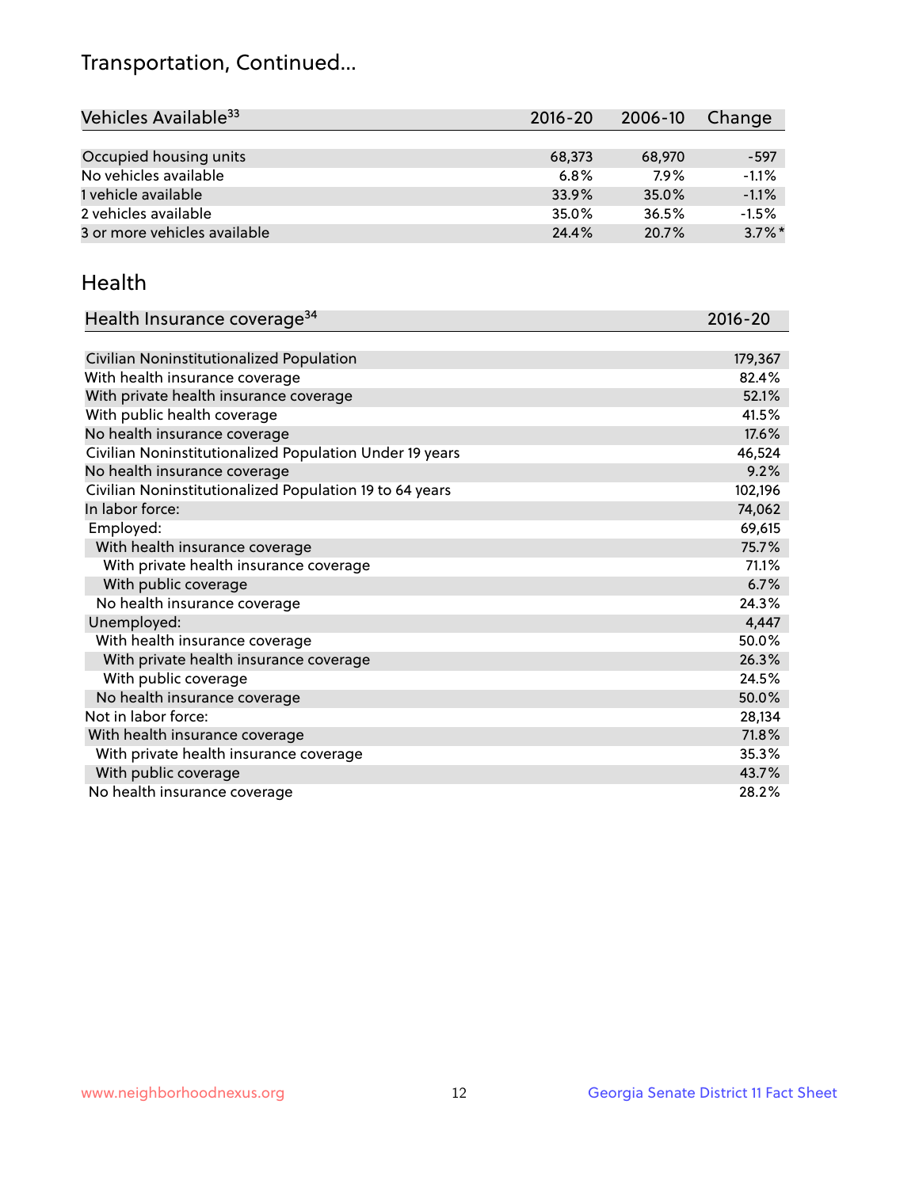# Transportation, Continued...

| Vehicles Available[33] | 2016-20 | 2006-10 | Change |
|---|---|---|---|
| | | | |
| Occupied housing units | 68,373 | 68,970 | -597 |
| No vehicles available | 6.8% | 7.9% | -1.1% |
| 1 vehicle available | 33.9% | 35.0% | -1.1% |
| 2 vehicles available | 35.0% | 36.5% | -1.5% |
| 3 or more vehicles available | 24.4% | 20.7% | 3.7%* |

## Health

| Health Insurance coverage[34] | 2016-20 |
|---|---|
| | |
| Civilian Noninstitutionalized Population | 179,367 |
| With health insurance coverage | 82.4% |
| With private health insurance coverage | 52.1% |
| With public health coverage | 41.5% |
| No health insurance coverage | 17.6% |
| Civilian Noninstitutionalized Population Under 19 years | 46,524 |
| No health insurance coverage | 9.2% |
| Civilian Noninstitutionalized Population 19 to 64 years | 102,196 |
| In labor force: | 74,062 |
| Employed: | 69,615 |
| With health insurance coverage | 75.7% |
| With private health insurance coverage | 71.1% |
| With public coverage | 6.7% |
| No health insurance coverage | 24.3% |
| Unemployed: | 4,447 |
| With health insurance coverage | 50.0% |
| With private health insurance coverage | 26.3% |
| With public coverage | 24.5% |
| No health insurance coverage | 50.0% |
| Not in labor force: | 28,134 |
| With health insurance coverage | 71.8% |
| With private health insurance coverage | 35.3% |
| With public coverage | 43.7% |
| No health insurance coverage | 28.2% |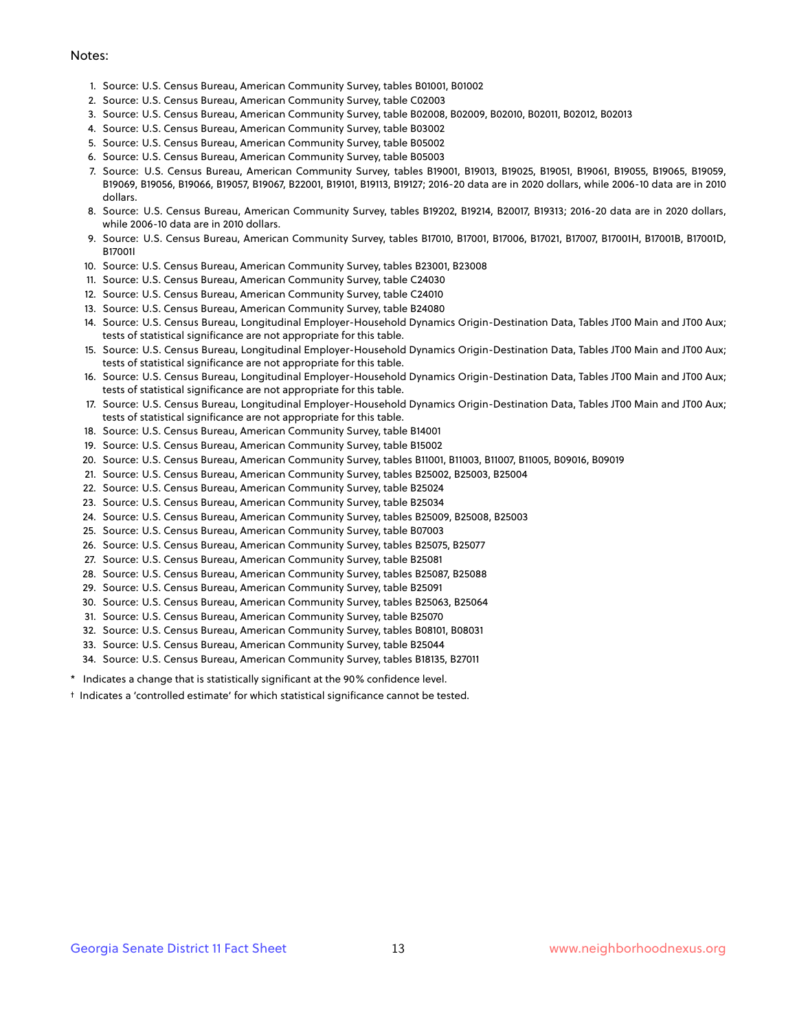Notes:

1. Source: U.S. Census Bureau, American Community Survey, tables B01001, B01002
2. Source: U.S. Census Bureau, American Community Survey, table C02003
3. Source: U.S. Census Bureau, American Community Survey, table B02008, B02009, B02010, B02011, B02012, B02013
4. Source: U.S. Census Bureau, American Community Survey, table B03002
5. Source: U.S. Census Bureau, American Community Survey, table B05002
6. Source: U.S. Census Bureau, American Community Survey, table B05003
7. Source: U.S. Census Bureau, American Community Survey, tables B19001, B19013, B19025, B19051, B19061, B19055, B19065, B19059, B19069, B19056, B19066, B19057, B19067, B22001, B19101, B19113, B19127; 2016-20 data are in 2020 dollars, while 2006-10 data are in 2010 dollars.
8. Source: U.S. Census Bureau, American Community Survey, tables B19202, B19214, B20017, B19313; 2016-20 data are in 2020 dollars, while 2006-10 data are in 2010 dollars.
9. Source: U.S. Census Bureau, American Community Survey, tables B17010, B17001, B17006, B17021, B17007, B17001H, B17001B, B17001D, B17001I
10. Source: U.S. Census Bureau, American Community Survey, tables B23001, B23008
11. Source: U.S. Census Bureau, American Community Survey, table C24030
12. Source: U.S. Census Bureau, American Community Survey, table C24010
13. Source: U.S. Census Bureau, American Community Survey, table B24080
14. Source: U.S. Census Bureau, Longitudinal Employer-Household Dynamics Origin-Destination Data, Tables JT00 Main and JT00 Aux; tests of statistical significance are not appropriate for this table.
15. Source: U.S. Census Bureau, Longitudinal Employer-Household Dynamics Origin-Destination Data, Tables JT00 Main and JT00 Aux; tests of statistical significance are not appropriate for this table.
16. Source: U.S. Census Bureau, Longitudinal Employer-Household Dynamics Origin-Destination Data, Tables JT00 Main and JT00 Aux; tests of statistical significance are not appropriate for this table.
17. Source: U.S. Census Bureau, Longitudinal Employer-Household Dynamics Origin-Destination Data, Tables JT00 Main and JT00 Aux; tests of statistical significance are not appropriate for this table.
18. Source: U.S. Census Bureau, American Community Survey, table B14001
19. Source: U.S. Census Bureau, American Community Survey, table B15002
20. Source: U.S. Census Bureau, American Community Survey, tables B11001, B11003, B11007, B11005, B09016, B09019
21. Source: U.S. Census Bureau, American Community Survey, tables B25002, B25003, B25004
22. Source: U.S. Census Bureau, American Community Survey, table B25024
23. Source: U.S. Census Bureau, American Community Survey, table B25034
24. Source: U.S. Census Bureau, American Community Survey, tables B25009, B25008, B25003
25. Source: U.S. Census Bureau, American Community Survey, table B07003
26. Source: U.S. Census Bureau, American Community Survey, tables B25075, B25077
27. Source: U.S. Census Bureau, American Community Survey, table B25081
28. Source: U.S. Census Bureau, American Community Survey, tables B25087, B25088
29. Source: U.S. Census Bureau, American Community Survey, table B25091
30. Source: U.S. Census Bureau, American Community Survey, tables B25063, B25064
31. Source: U.S. Census Bureau, American Community Survey, table B25070
32. Source: U.S. Census Bureau, American Community Survey, tables B08101, B08031
33. Source: U.S. Census Bureau, American Community Survey, table B25044
34. Source: U.S. Census Bureau, American Community Survey, tables B18135, B27011

\* Indicates a change that is statistically significant at the 90% confidence level.

† Indicates a 'controlled estimate' for which statistical significance cannot be tested.